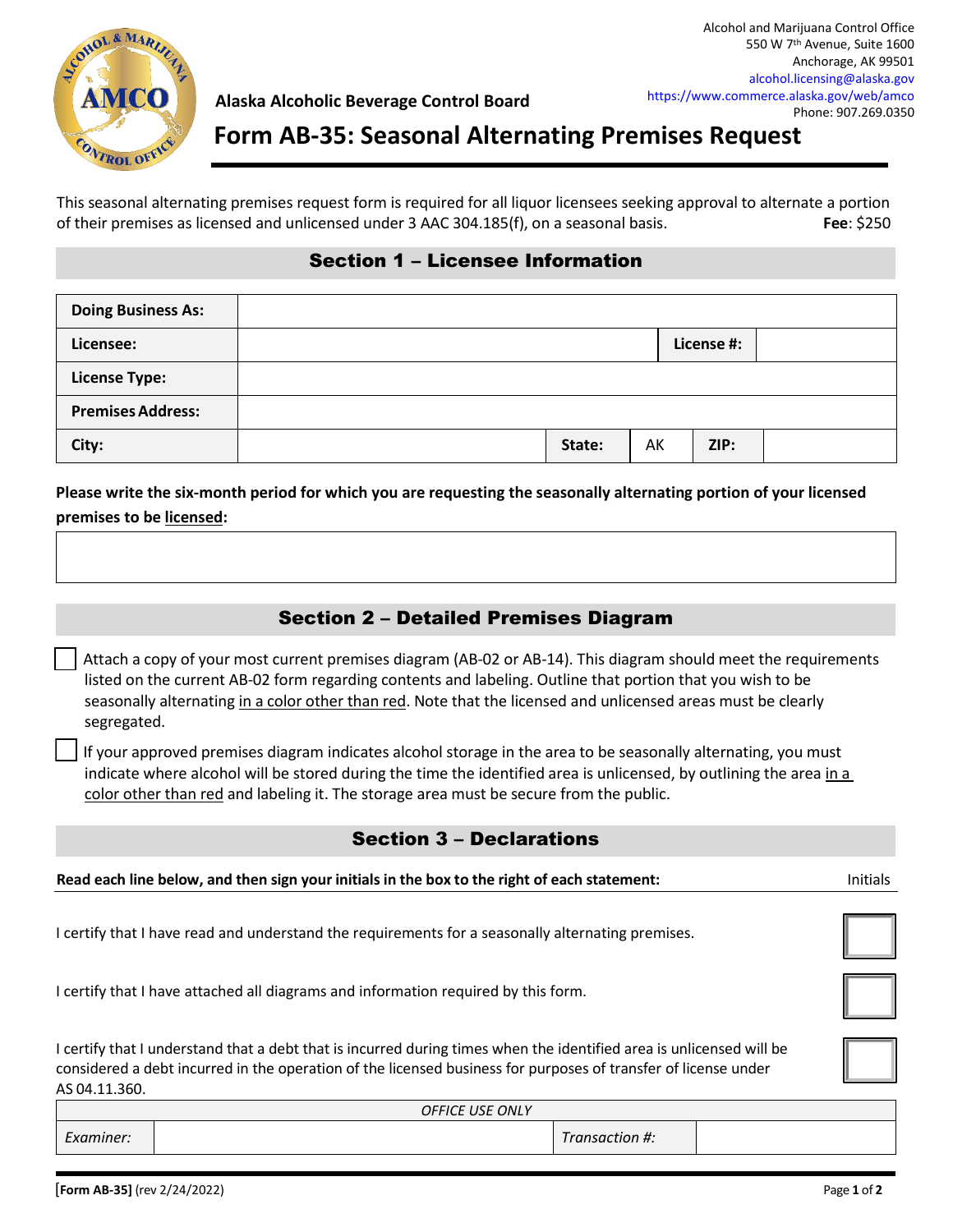Alcohol and Marijuana Control Office
550 W 7th Avenue, Suite 1600
Anchorage, AK 99501
alcohol.licensing@alaska.gov
https://www.commerce.alaska.gov/web/amco
Phone: 907.269.0350

**Alaska Alcoholic Beverage Control Board**

# Form AB-35: Seasonal Alternating Premises Request

This seasonal alternating premises request form is required for all liquor licensees seeking approval to alternate a portion of their premises as licensed and unlicensed under 3 AAC 304.185(f), on a seasonal basis. **Fee**: $250

## Section 1 – Licensee Information

| | | | | | |
|---|---|---|---|---|---|
| **Doing Business As:** | | | | | |
| **Licensee:** | | | | **License #:** | |
| **License Type:** | | | | | |
| **Premises Address:** | | | | | |
| **City:** | | **State:** | AK | **ZIP:** | |

**Please write the six-month period for which you are requesting the seasonally alternating portion of your licensed premises to be licensed:**

| |
|---|
| |

## Section 2 – Detailed Premises Diagram

☐ Attach a copy of your most current premises diagram (AB-02 or AB-14). This diagram should meet the requirements listed on the current AB-02 form regarding contents and labeling. Outline that portion that you wish to be seasonally alternating in a color other than red. Note that the licensed and unlicensed areas must be clearly segregated.

☐ If your approved premises diagram indicates alcohol storage in the area to be seasonally alternating, you must indicate where alcohol will be stored during the time the identified area is unlicensed, by outlining the area in a color other than red and labeling it. The storage area must be secure from the public.

## Section 3 – Declarations

**Read each line below, and then sign your initials in the box to the right of each statement:**

| | Initials |
|---|---|
| I certify that I have read and understand the requirements for a seasonally alternating premises. | |
| I certify that I have attached all diagrams and information required by this form. | |
| I certify that I understand that a debt that is incurred during times when the identified area is unlicensed will be considered a debt incurred in the operation of the licensed business for purposes of transfer of license under AS 04.11.360. | |

| *OFFICE USE ONLY* | | | |
|---|---|---|---|
| *Examiner:* | | *Transaction #:* | |

**[Form AB-35]** (rev 2/24/2022)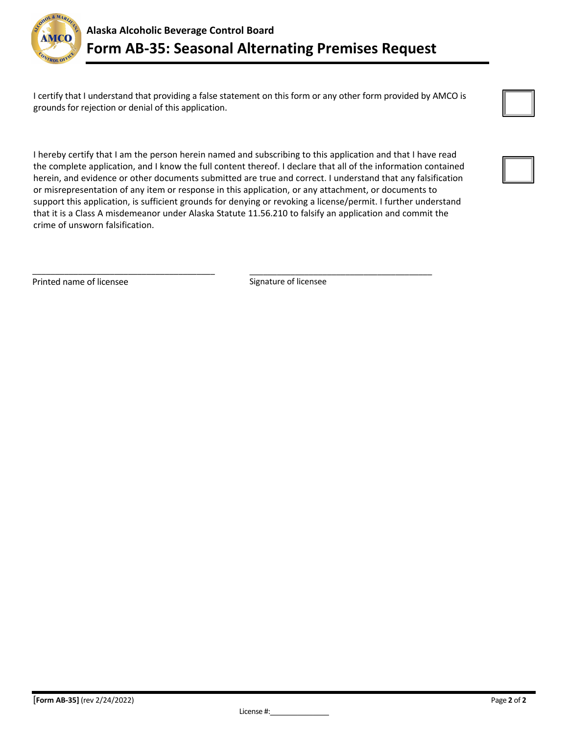**Alaska Alcoholic Beverage Control Board**

# Form AB-35: Seasonal Alternating Premises Request

I certify that I understand that providing a false statement on this form or any other form provided by AMCO is grounds for rejection or denial of this application. ☐

I hereby certify that I am the person herein named and subscribing to this application and that I have read the complete application, and I know the full content thereof. I declare that all of the information contained herein, and evidence or other documents submitted are true and correct. I understand that any falsification or misrepresentation of any item or response in this application, or any attachment, or documents to support this application, is sufficient grounds for denying or revoking a license/permit. I further understand that it is a Class A misdemeanor under Alaska Statute 11.56.210 to falsify an application and commit the crime of unsworn falsification. ☐

\_\_\_\_\_\_\_\_\_\_\_\_\_\_\_\_\_\_\_\_\_\_\_\_\_\_\_\_\_\_\_\_\_\_\_\_\_\_\_\_
Printed name of licensee

\_\_\_\_\_\_\_\_\_\_\_\_\_\_\_\_\_\_\_\_\_\_\_\_\_\_\_\_\_\_\_\_\_\_\_\_\_\_\_\_
Signature of licensee

License #:\_\_\_\_\_\_\_\_\_\_\_\_\_\_\_